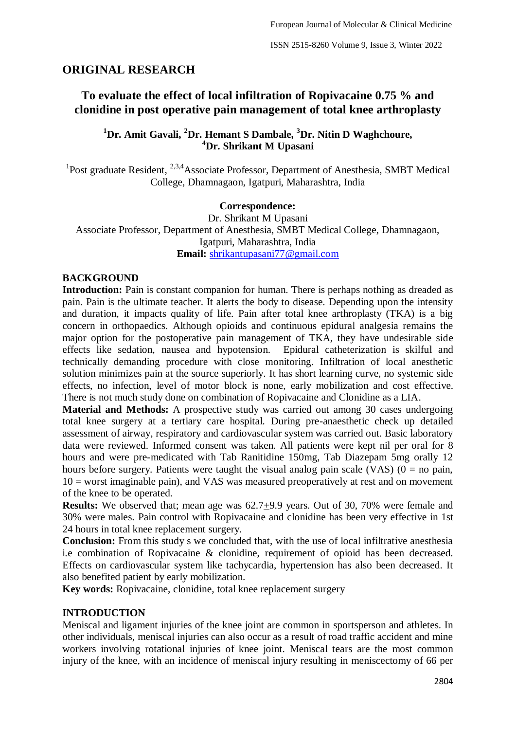## ORIGINAL RESEARCH

# To evaluate the effect of local infiltration of Ropivacaine 0.75 % and clonidine in post operative pain management of total knee arthroplasty

**[1]Dr. Amit Gavali, [2]Dr. Hemant S Dambale, [3]Dr. Nitin D Waghchoure, [4]Dr. Shrikant M Upasani**

[1]Post graduate Resident, [2,3,4]Associate Professor, Department of Anesthesia, SMBT Medical College, Dhamnagaon, Igatpuri, Maharashtra, India

**Correspondence:**
Dr. Shrikant M Upasani
Associate Professor, Department of Anesthesia, SMBT Medical College, Dhamnagaon, Igatpuri, Maharashtra, India
**Email:** shrikantupasani77@gmail.com

## BACKGROUND

**Introduction:** Pain is constant companion for human. There is perhaps nothing as dreaded as pain. Pain is the ultimate teacher. It alerts the body to disease. Depending upon the intensity and duration, it impacts quality of life. Pain after total knee arthroplasty (TKA) is a big concern in orthopaedics. Although opioids and continuous epidural analgesia remains the major option for the postoperative pain management of TKA, they have undesirable side effects like sedation, nausea and hypotension. Epidural catheterization is skilful and technically demanding procedure with close monitoring. Infiltration of local anesthetic solution minimizes pain at the source superiorly. It has short learning curve, no systemic side effects, no infection, level of motor block is none, early mobilization and cost effective. There is not much study done on combination of Ropivacaine and Clonidine as a LIA.

**Material and Methods:** A prospective study was carried out among 30 cases undergoing total knee surgery at a tertiary care hospital. During pre-anaesthetic check up detailed assessment of airway, respiratory and cardiovascular system was carried out. Basic laboratory data were reviewed. Informed consent was taken. All patients were kept nil per oral for 8 hours and were pre-medicated with Tab Ranitidine 150mg, Tab Diazepam 5mg orally 12 hours before surgery. Patients were taught the visual analog pain scale (VAS) (0 = no pain, 10 = worst imaginable pain), and VAS was measured preoperatively at rest and on movement of the knee to be operated.

**Results:** We observed that; mean age was 62.7±9.9 years. Out of 30, 70% were female and 30% were males. Pain control with Ropivacaine and clonidine has been very effective in 1st 24 hours in total knee replacement surgery.

**Conclusion:** From this study s we concluded that, with the use of local infiltrative anesthesia i.e combination of Ropivacaine & clonidine, requirement of opioid has been decreased. Effects on cardiovascular system like tachycardia, hypertension has also been decreased. It also benefited patient by early mobilization.

**Key words:** Ropivacaine, clonidine, total knee replacement surgery

## INTRODUCTION

Meniscal and ligament injuries of the knee joint are common in sportsperson and athletes. In other individuals, meniscal injuries can also occur as a result of road traffic accident and mine workers involving rotational injuries of knee joint. Meniscal tears are the most common injury of the knee, with an incidence of meniscal injury resulting in meniscectomy of 66 per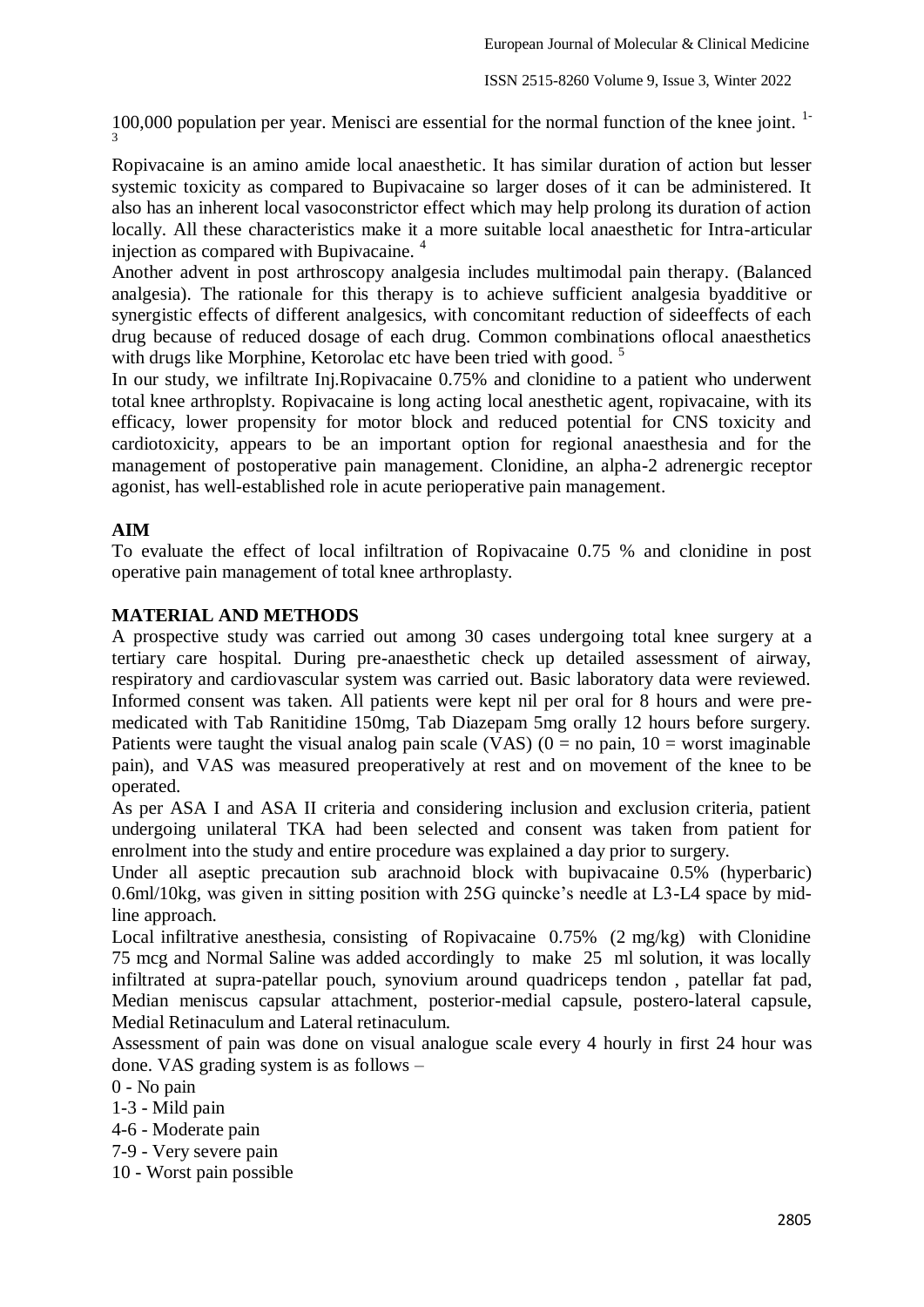100,000 population per year. Menisci are essential for the normal function of the knee joint. [1-3]

Ropivacaine is an amino amide local anaesthetic. It has similar duration of action but lesser systemic toxicity as compared to Bupivacaine so larger doses of it can be administered. It also has an inherent local vasoconstrictor effect which may help prolong its duration of action locally. All these characteristics make it a more suitable local anaesthetic for Intra-articular injection as compared with Bupivacaine. [4]

Another advent in post arthroscopy analgesia includes multimodal pain therapy. (Balanced analgesia). The rationale for this therapy is to achieve sufficient analgesia byadditive or synergistic effects of different analgesics, with concomitant reduction of sideeffects of each drug because of reduced dosage of each drug. Common combinations oflocal anaesthetics with drugs like Morphine, Ketorolac etc have been tried with good. [5]

In our study, we infiltrate Inj.Ropivacaine 0.75% and clonidine to a patient who underwent total knee arthroplsty. Ropivacaine is long acting local anesthetic agent, ropivacaine, with its efficacy, lower propensity for motor block and reduced potential for CNS toxicity and cardiotoxicity, appears to be an important option for regional anaesthesia and for the management of postoperative pain management. Clonidine, an alpha-2 adrenergic receptor agonist, has well-established role in acute perioperative pain management.

## AIM

To evaluate the effect of local infiltration of Ropivacaine 0.75 % and clonidine in post operative pain management of total knee arthroplasty.

## MATERIAL AND METHODS

A prospective study was carried out among 30 cases undergoing total knee surgery at a tertiary care hospital. During pre-anaesthetic check up detailed assessment of airway, respiratory and cardiovascular system was carried out. Basic laboratory data were reviewed. Informed consent was taken. All patients were kept nil per oral for 8 hours and were pre-medicated with Tab Ranitidine 150mg, Tab Diazepam 5mg orally 12 hours before surgery. Patients were taught the visual analog pain scale (VAS) (0 = no pain, 10 = worst imaginable pain), and VAS was measured preoperatively at rest and on movement of the knee to be operated.

As per ASA I and ASA II criteria and considering inclusion and exclusion criteria, patient undergoing unilateral TKA had been selected and consent was taken from patient for enrolment into the study and entire procedure was explained a day prior to surgery.

Under all aseptic precaution sub arachnoid block with bupivacaine 0.5% (hyperbaric) 0.6ml/10kg, was given in sitting position with 25G quincke's needle at L3-L4 space by mid-line approach.

Local infiltrative anesthesia, consisting of Ropivacaine 0.75% (2 mg/kg) with Clonidine 75 mcg and Normal Saline was added accordingly to make 25 ml solution, it was locally infiltrated at supra-patellar pouch, synovium around quadriceps tendon , patellar fat pad, Median meniscus capsular attachment, posterior-medial capsule, postero-lateral capsule, Medial Retinaculum and Lateral retinaculum.

Assessment of pain was done on visual analogue scale every 4 hourly in first 24 hour was done. VAS grading system is as follows –

0 - No pain

1-3 - Mild pain

4-6 - Moderate pain

7-9 - Very severe pain

10 - Worst pain possible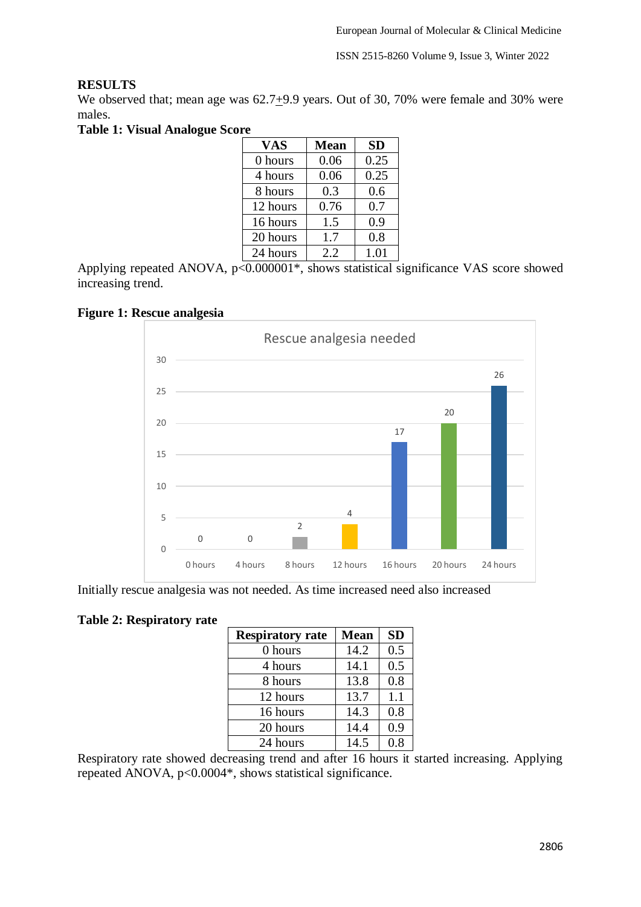## RESULTS

We observed that; mean age was 62.7±9.9 years. Out of 30, 70% were female and 30% were males.

**Table 1: Visual Analogue Score**

| VAS | Mean | SD |
|---|---|---|
| 0 hours | 0.06 | 0.25 |
| 4 hours | 0.06 | 0.25 |
| 8 hours | 0.3 | 0.6 |
| 12 hours | 0.76 | 0.7 |
| 16 hours | 1.5 | 0.9 |
| 20 hours | 1.7 | 0.8 |
| 24 hours | 2.2 | 1.01 |

Applying repeated ANOVA, $p<0.000001$*, shows statistical significance VAS score showed increasing trend.

**Figure 1: Rescue analgesia**

Rescue analgesia needed

| Time | Rescue analgesia needed |
|---|---|
| 0 hours | 0 |
| 4 hours | 0 |
| 8 hours | 2 |
| 12 hours | 4 |
| 16 hours | 17 |
| 20 hours | 20 |
| 24 hours | 26 |

Initially rescue analgesia was not needed. As time increased need also increased

**Table 2: Respiratory rate**

| Respiratory rate | Mean | SD |
|---|---|---|
| 0 hours | 14.2 | 0.5 |
| 4 hours | 14.1 | 0.5 |
| 8 hours | 13.8 | 0.8 |
| 12 hours | 13.7 | 1.1 |
| 16 hours | 14.3 | 0.8 |
| 20 hours | 14.4 | 0.9 |
| 24 hours | 14.5 | 0.8 |

Respiratory rate showed decreasing trend and after 16 hours it started increasing. Applying repeated ANOVA, $p<0.0004$*, shows statistical significance.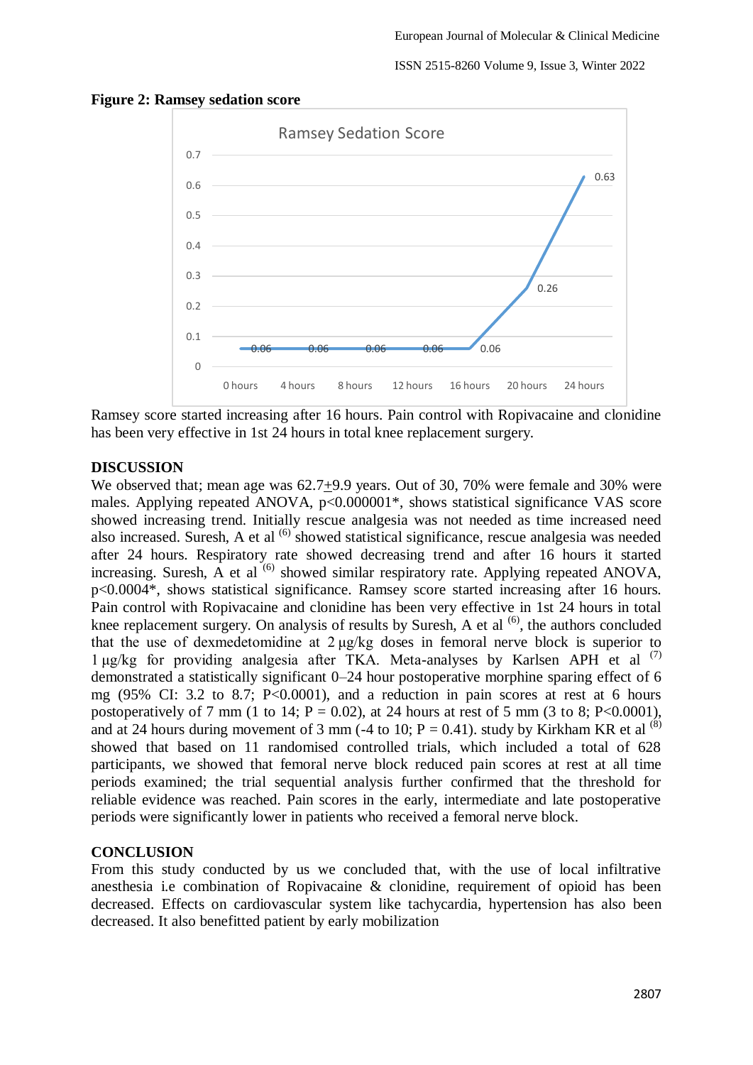**Figure 2: Ramsey sedation score**

Ramsey score started increasing after 16 hours. Pain control with Ropivacaine and clonidine has been very effective in 1st 24 hours in total knee replacement surgery.

## DISCUSSION

We observed that; mean age was 62.7±9.9 years. Out of 30, 70% were female and 30% were males. Applying repeated ANOVA, p<0.000001*, shows statistical significance VAS score showed increasing trend. Initially rescue analgesia was not needed as time increased need also increased. Suresh, A et al [6] showed statistical significance, rescue analgesia was needed after 24 hours. Respiratory rate showed decreasing trend and after 16 hours it started increasing. Suresh, A et al [6] showed similar respiratory rate. Applying repeated ANOVA, p<0.0004*, shows statistical significance. Ramsey score started increasing after 16 hours. Pain control with Ropivacaine and clonidine has been very effective in 1st 24 hours in total knee replacement surgery. On analysis of results by Suresh, A et al [6], the authors concluded that the use of dexmedetomidine at 2 μg/kg doses in femoral nerve block is superior to 1 μg/kg for providing analgesia after TKA. Meta-analyses by Karlsen APH et al [7] demonstrated a statistically significant 0–24 hour postoperative morphine sparing effect of 6 mg (95% CI: 3.2 to 8.7; P<0.0001), and a reduction in pain scores at rest at 6 hours postoperatively of 7 mm (1 to 14; P = 0.02), at 24 hours at rest of 5 mm (3 to 8; P<0.0001), and at 24 hours during movement of 3 mm (-4 to 10; P = 0.41). study by Kirkham KR et al [8] showed that based on 11 randomised controlled trials, which included a total of 628 participants, we showed that femoral nerve block reduced pain scores at rest at all time periods examined; the trial sequential analysis further confirmed that the threshold for reliable evidence was reached. Pain scores in the early, intermediate and late postoperative periods were significantly lower in patients who received a femoral nerve block.

## CONCLUSION

From this study conducted by us we concluded that, with the use of local infiltrative anesthesia i.e combination of Ropivacaine & clonidine, requirement of opioid has been decreased. Effects on cardiovascular system like tachycardia, hypertension has also been decreased. It also benefitted patient by early mobilization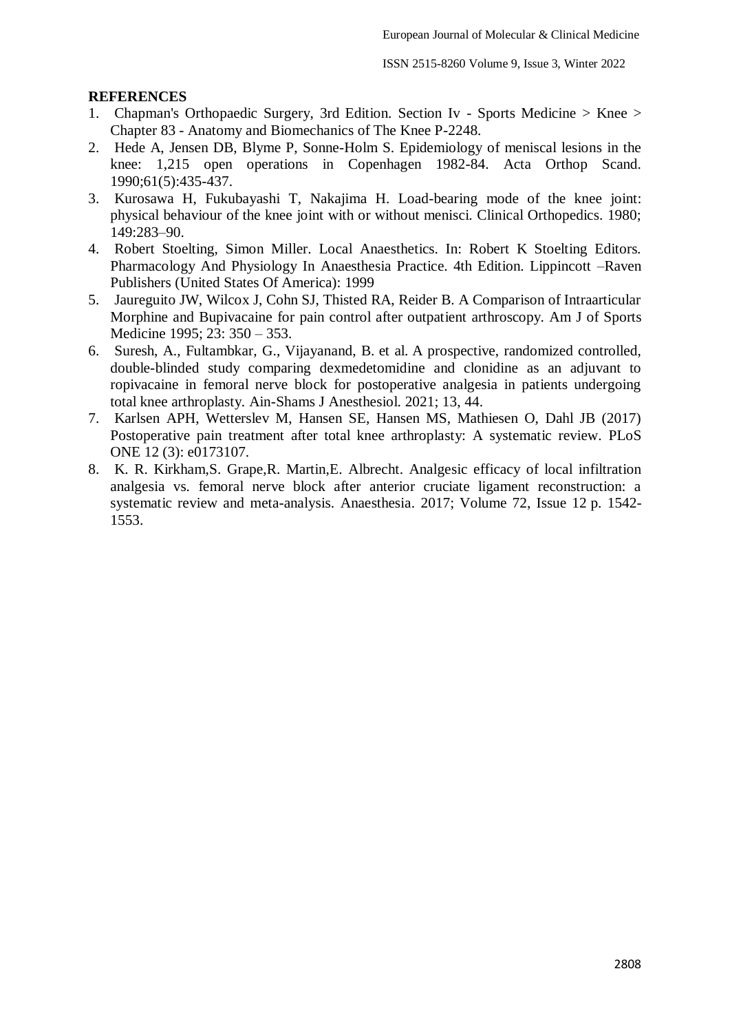**REFERENCES**

1. Chapman's Orthopaedic Surgery, 3rd Edition. Section Iv - Sports Medicine > Knee > Chapter 83 - Anatomy and Biomechanics of The Knee P-2248.
2. Hede A, Jensen DB, Blyme P, Sonne-Holm S. Epidemiology of meniscal lesions in the knee: 1,215 open operations in Copenhagen 1982-84. Acta Orthop Scand. 1990;61(5):435-437.
3. Kurosawa H, Fukubayashi T, Nakajima H. Load-bearing mode of the knee joint: physical behaviour of the knee joint with or without menisci. Clinical Orthopedics. 1980; 149:283–90.
4. Robert Stoelting, Simon Miller. Local Anaesthetics. In: Robert K Stoelting Editors. Pharmacology And Physiology In Anaesthesia Practice. 4th Edition. Lippincott –Raven Publishers (United States Of America): 1999
5. Jaureguito JW, Wilcox J, Cohn SJ, Thisted RA, Reider B. A Comparison of Intraarticular Morphine and Bupivacaine for pain control after outpatient arthroscopy. Am J of Sports Medicine 1995; 23: 350 – 353.
6. Suresh, A., Fultambkar, G., Vijayanand, B. et al. A prospective, randomized controlled, double-blinded study comparing dexmedetomidine and clonidine as an adjuvant to ropivacaine in femoral nerve block for postoperative analgesia in patients undergoing total knee arthroplasty. Ain-Shams J Anesthesiol. 2021; 13, 44.
7. Karlsen APH, Wetterslev M, Hansen SE, Hansen MS, Mathiesen O, Dahl JB (2017) Postoperative pain treatment after total knee arthroplasty: A systematic review. PLoS ONE 12 (3): e0173107.
8. K. R. Kirkham,S. Grape,R. Martin,E. Albrecht. Analgesic efficacy of local infiltration analgesia vs. femoral nerve block after anterior cruciate ligament reconstruction: a systematic review and meta-analysis. Anaesthesia. 2017; Volume 72, Issue 12 p. 1542-1553.